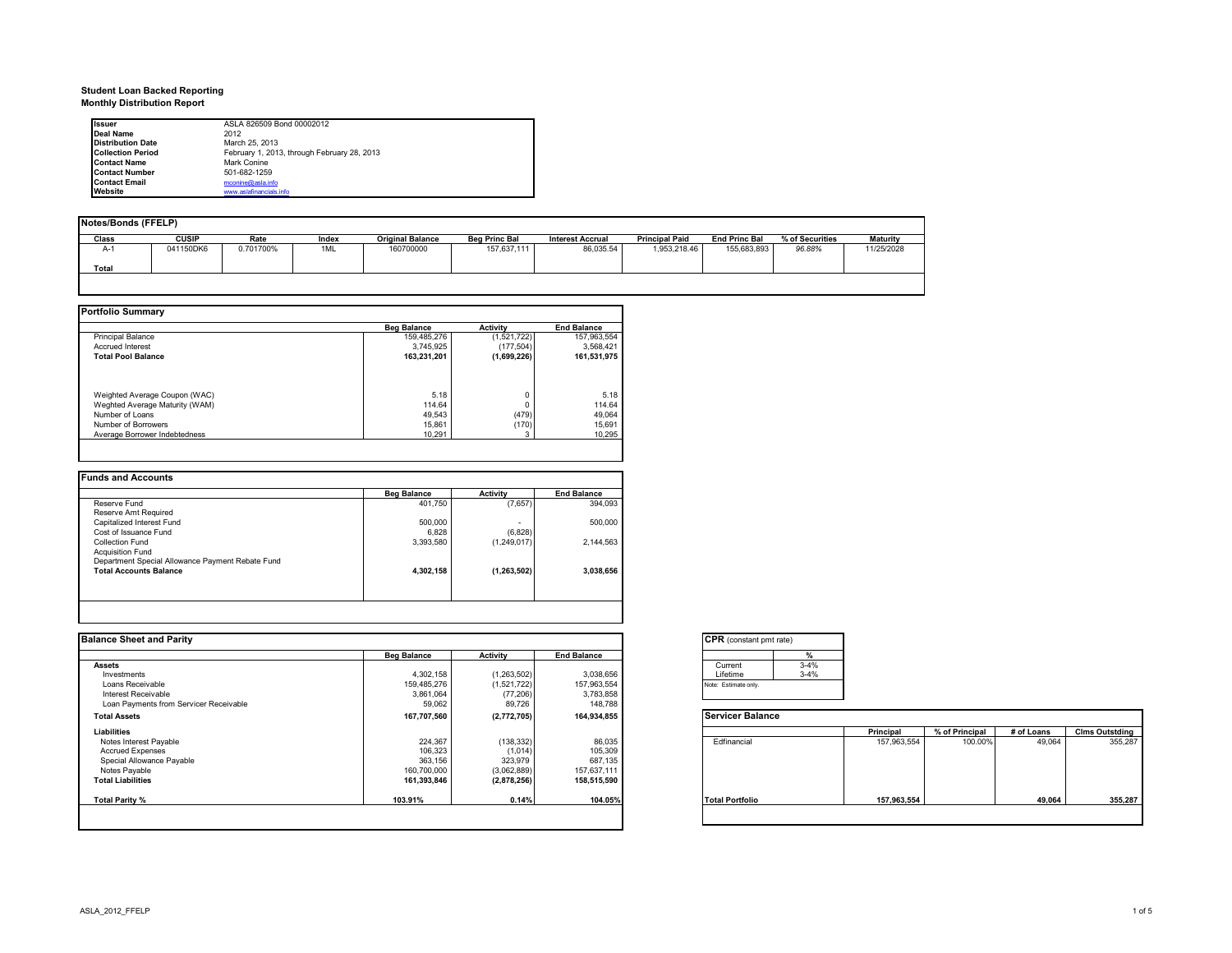**Student Loan Backed Reporting**
**Monthly Distribution Report**

| | |
|---|---|
| **Issuer** | ASLA 826509 Bond 00002012 |
| **Deal Name** | 2012 |
| **Distribution Date** | March 25, 2013 |
| **Collection Period** | February 1, 2013, through February 28, 2013 |
| **Contact Name** | Mark Conine |
| **Contact Number** | 501-682-1259 |
| **Contact Email** | mconine@asla.info |
| **Website** | www.aslafinancials.info |

**Notes/Bonds (FFELP)**

| Class | CUSIP | Rate | Index | Original Balance | Beg Princ Bal | Interest Accrual | Principal Paid | End Princ Bal | % of Securities | Maturity |
|---|---|---|---|---|---|---|---|---|---|---|
| A-1 | 041150DK6 | 0.701700% | 1ML | 160700000 | 157,637,111 | 86,035.54 | 1,953,218.46 | 155,683,893 | *96.88%* | 11/25/2028 |
| **Total** | | | | | | | | | | |

**Portfolio Summary**

| | Beg Balance | Activity | End Balance |
|---|---|---|---|
| Principal Balance | 159,485,276 | (1,521,722) | 157,963,554 |
| Accrued Interest | 3,745,925 | (177,504) | 3,568,421 |
| **Total Pool Balance** | **163,231,201** | **(1,699,226)** | **161,531,975** |
| Weighted Average Coupon (WAC) | 5.18 | 0 | 5.18 |
| Weghted Average Maturity (WAM) | 114.64 | 0 | 114.64 |
| Number of Loans | 49,543 | (479) | 49,064 |
| Number of Borrowers | 15,861 | (170) | 15,691 |
| Average Borrower Indebtedness | 10,291 | 3 | 10,295 |

**Funds and Accounts**

| | Beg Balance | Activity | End Balance |
|---|---|---|---|
| Reserve Fund | 401,750 | (7,657) | 394,093 |
| Reserve Amt Required | | | |
| Capitalized Interest Fund | 500,000 | - | 500,000 |
| Cost of Issuance Fund | 6,828 | (6,828) | |
| Collection Fund | 3,393,580 | (1,249,017) | 2,144,563 |
| Acquisition Fund | | | |
| Department Special Allowance Payment Rebate Fund | | | |
| **Total Accounts Balance** | **4,302,158** | **(1,263,502)** | **3,038,656** |

**Balance Sheet and Parity**

| | Beg Balance | Activity | End Balance |
|---|---|---|---|
| **Assets** | | | |
| Investments | 4,302,158 | (1,263,502) | 3,038,656 |
| Loans Receivable | 159,485,276 | (1,521,722) | 157,963,554 |
| Interest Receivable | 3,861,064 | (77,206) | 3,783,858 |
| Loan Payments from Servicer Receivable | 59,062 | 89,726 | 148,788 |
| **Total Assets** | **167,707,560** | **(2,772,705)** | **164,934,855** |
| **Liabilities** | | | |
| Notes Interest Payable | 224,367 | (138,332) | 86,035 |
| Accrued Expenses | 106,323 | (1,014) | 105,309 |
| Special Allowance Payable | 363,156 | 323,979 | 687,135 |
| Notes Payable | 160,700,000 | (3,062,889) | 157,637,111 |
| **Total Liabilities** | **161,393,846** | **(2,878,256)** | **158,515,590** |
| **Total Parity %** | **103.91%** | **0.14%** | **104.05%** |

**CPR** (constant pmt rate)

| | % |
|---|---|
| Current | 3-4% |
| Lifetime | 3-4% |

Note: Estimate only.

**Servicer Balance**

| | Principal | % of Principal | # of Loans | Clms Outstding |
|---|---|---|---|---|
| Edfinancial | 157,963,554 | 100.00% | 49,064 | 355,287 |
| **Total Portfolio** | **157,963,554** | | **49,064** | **355,287** |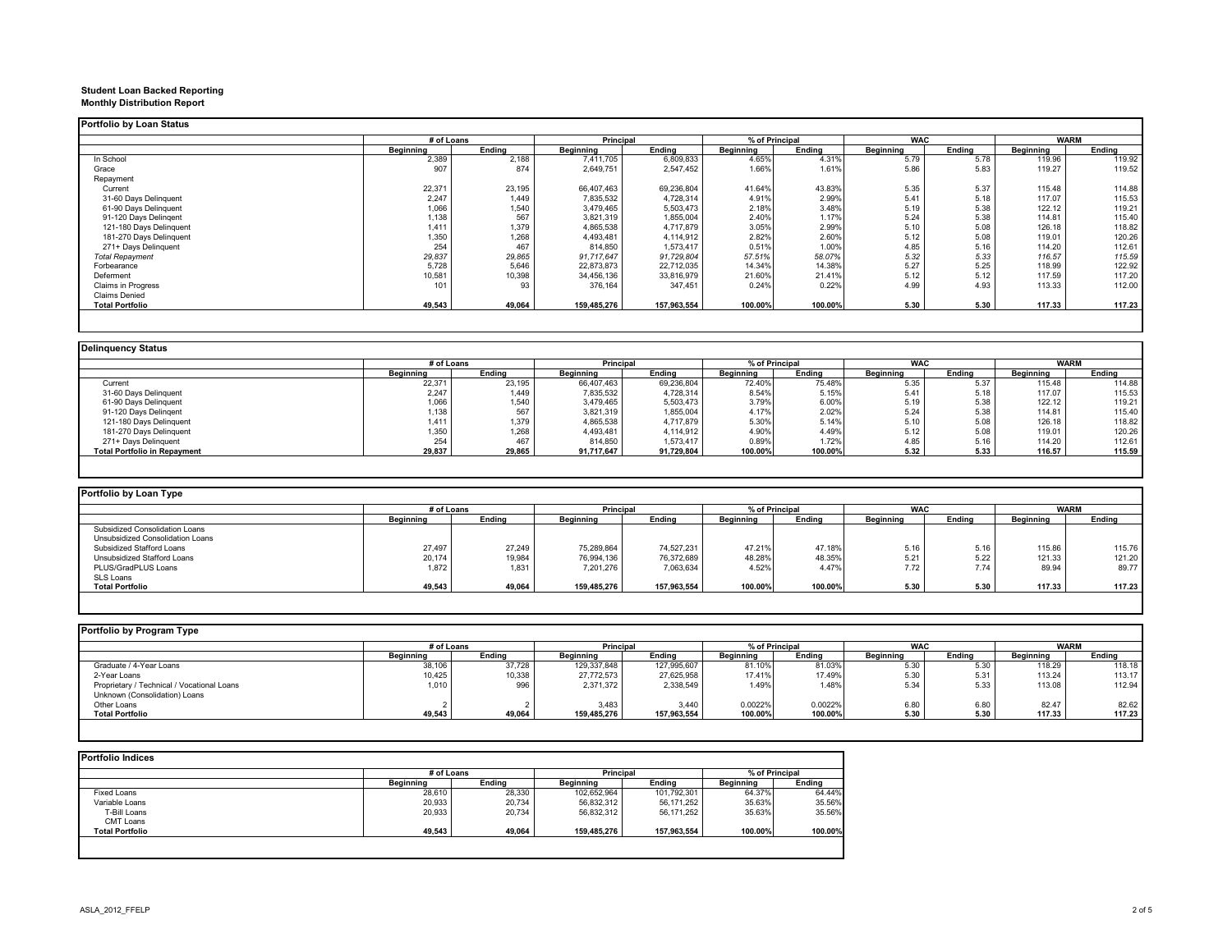**Student Loan Backed Reporting**
**Monthly Distribution Report**

### Portfolio by Loan Status

| | # of Loans | | Principal | | % of Principal | | WAC | | WARM | |
|---|---|---|---|---|---|---|---|---|---|---|
| | Beginning | Ending | Beginning | Ending | Beginning | Ending | Beginning | Ending | Beginning | Ending |
| In School | 2,389 | 2,188 | 7,411,705 | 6,809,833 | 4.65% | 4.31% | 5.79 | 5.78 | 119.96 | 119.92 |
| Grace | 907 | 874 | 2,649,751 | 2,547,452 | 1.66% | 1.61% | 5.86 | 5.83 | 119.27 | 119.52 |
| Repayment | | | | | | | | | | |
| Current | 22,371 | 23,195 | 66,407,463 | 69,236,804 | 41.64% | 43.83% | 5.35 | 5.37 | 115.48 | 114.88 |
| 31-60 Days Delinquent | 2,247 | 1,449 | 7,835,532 | 4,728,314 | 4.91% | 2.99% | 5.41 | 5.18 | 117.07 | 115.53 |
| 61-90 Days Delinquent | 1,066 | 1,540 | 3,479,465 | 5,503,473 | 2.18% | 3.48% | 5.19 | 5.38 | 122.12 | 119.21 |
| 91-120 Days Delingent | 1,138 | 567 | 3,821,319 | 1,855,004 | 2.40% | 1.17% | 5.24 | 5.38 | 114.81 | 115.40 |
| 121-180 Days Delinquent | 1,411 | 1,379 | 4,865,538 | 4,717,879 | 3.05% | 2.99% | 5.10 | 5.08 | 126.18 | 118.82 |
| 181-270 Days Delinquent | 1,350 | 1,268 | 4,493,481 | 4,114,912 | 2.82% | 2.60% | 5.12 | 5.08 | 119.01 | 120.26 |
| 271+ Days Delinquent | 254 | 467 | 814,850 | 1,573,417 | 0.51% | 1.00% | 4.85 | 5.16 | 114.20 | 112.61 |
| *Total Repayment* | *29,837* | *29,865* | *91,717,647* | *91,729,804* | *57.51%* | *58.07%* | *5.32* | *5.33* | *116.57* | *115.59* |
| Forbearance | 5,728 | 5,646 | 22,873,873 | 22,712,035 | 14.34% | 14.38% | 5.27 | 5.25 | 118.99 | 122.92 |
| Deferment | 10,581 | 10,398 | 34,456,136 | 33,816,979 | 21.60% | 21.41% | 5.12 | 5.12 | 117.59 | 117.20 |
| Claims in Progress | 101 | 93 | 376,164 | 347,451 | 0.24% | 0.22% | 4.99 | 4.93 | 113.33 | 112.00 |
| Claims Denied | | | | | | | | | | |
| **Total Portfolio** | **49,543** | **49,064** | **159,485,276** | **157,963,554** | **100.00%** | **100.00%** | **5.30** | **5.30** | **117.33** | **117.23** |

### Delinquency Status

| | # of Loans | | Principal | | % of Principal | | WAC | | WARM | |
|---|---|---|---|---|---|---|---|---|---|---|
| | Beginning | Ending | Beginning | Ending | Beginning | Ending | Beginning | Ending | Beginning | Ending |
| Current | 22,371 | 23,195 | 66,407,463 | 69,236,804 | 72.40% | 75.48% | 5.35 | 5.37 | 115.48 | 114.88 |
| 31-60 Days Delinquent | 2,247 | 1,449 | 7,835,532 | 4,728,314 | 8.54% | 5.15% | 5.41 | 5.18 | 117.07 | 115.53 |
| 61-90 Days Delinquent | 1,066 | 1,540 | 3,479,465 | 5,503,473 | 3.79% | 6.00% | 5.19 | 5.38 | 122.12 | 119.21 |
| 91-120 Days Delingent | 1,138 | 567 | 3,821,319 | 1,855,004 | 4.17% | 2.02% | 5.24 | 5.38 | 114.81 | 115.40 |
| 121-180 Days Delinquent | 1,411 | 1,379 | 4,865,538 | 4,717,879 | 5.30% | 5.14% | 5.10 | 5.08 | 126.18 | 118.82 |
| 181-270 Days Delinquent | 1,350 | 1,268 | 4,493,481 | 4,114,912 | 4.90% | 4.49% | 5.12 | 5.08 | 119.01 | 120.26 |
| 271+ Days Delinquent | 254 | 467 | 814,850 | 1,573,417 | 0.89% | 1.72% | 4.85 | 5.16 | 114.20 | 112.61 |
| **Total Portfolio in Repayment** | **29,837** | **29,865** | **91,717,647** | **91,729,804** | **100.00%** | **100.00%** | **5.32** | **5.33** | **116.57** | **115.59** |

### Portfolio by Loan Type

| | # of Loans | | Principal | | % of Principal | | WAC | | WARM | |
|---|---|---|---|---|---|---|---|---|---|---|
| | Beginning | Ending | Beginning | Ending | Beginning | Ending | Beginning | Ending | Beginning | Ending |
| Subsidized Consolidation Loans | | | | | | | | | | |
| Unsubsidized Consolidation Loans | | | | | | | | | | |
| Subsidized Stafford Loans | 27,497 | 27,249 | 75,289,864 | 74,527,231 | 47.21% | 47.18% | 5.16 | 5.16 | 115.86 | 115.76 |
| Unsubsidized Stafford Loans | 20,174 | 19,984 | 76,994,136 | 76,372,689 | 48.28% | 48.35% | 5.21 | 5.22 | 121.33 | 121.20 |
| PLUS/GradPLUS Loans | 1,872 | 1,831 | 7,201,276 | 7,063,634 | 4.52% | 4.47% | 7.72 | 7.74 | 89.94 | 89.77 |
| SLS Loans | | | | | | | | | | |
| **Total Portfolio** | **49,543** | **49,064** | **159,485,276** | **157,963,554** | **100.00%** | **100.00%** | **5.30** | **5.30** | **117.33** | **117.23** |

### Portfolio by Program Type

| | # of Loans | | Principal | | % of Principal | | WAC | | WARM | |
|---|---|---|---|---|---|---|---|---|---|---|
| | Beginning | Ending | Beginning | Ending | Beginning | Ending | Beginning | Ending | Beginning | Ending |
| Graduate / 4-Year Loans | 38,106 | 37,728 | 129,337,848 | 127,995,607 | 81.10% | 81.03% | 5.30 | 5.30 | 118.29 | 118.18 |
| 2-Year Loans | 10,425 | 10,338 | 27,772,573 | 27,625,958 | 17.41% | 17.49% | 5.30 | 5.31 | 113.24 | 113.17 |
| Proprietary / Technical / Vocational Loans | 1,010 | 996 | 2,371,372 | 2,338,549 | 1.49% | 1.48% | 5.34 | 5.33 | 113.08 | 112.94 |
| Unknown (Consolidation) Loans | | | | | | | | | | |
| Other Loans | 2 | 2 | 3,483 | 3,440 | 0.0022% | 0.0022% | 6.80 | 6.80 | 82.47 | 82.62 |
| **Total Portfolio** | **49,543** | **49,064** | **159,485,276** | **157,963,554** | **100.00%** | **100.00%** | **5.30** | **5.30** | **117.33** | **117.23** |

### Portfolio Indices

| | # of Loans | | Principal | | % of Principal | |
|---|---|---|---|---|---|---|
| | Beginning | Ending | Beginning | Ending | Beginning | Ending |
| Fixed Loans | 28,610 | 28,330 | 102,652,964 | 101,792,301 | 64.37% | 64.44% |
| Variable Loans | 20,933 | 20,734 | 56,832,312 | 56,171,252 | 35.63% | 35.56% |
| T-Bill Loans | 20,933 | 20,734 | 56,832,312 | 56,171,252 | 35.63% | 35.56% |
| CMT Loans | | | | | | |
| **Total Portfolio** | **49,543** | **49,064** | **159,485,276** | **157,963,554** | **100.00%** | **100.00%** |

ASLA_2012_FFELP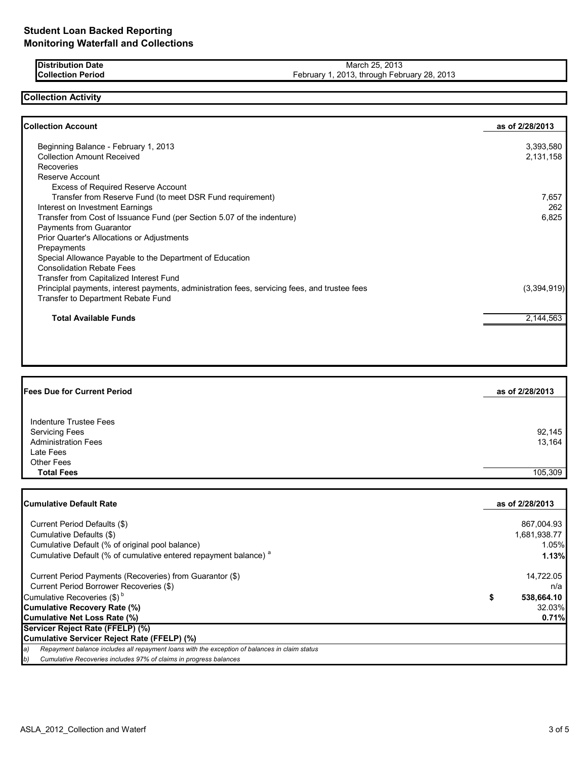# Student Loan Backed Reporting
# Monitoring Waterfall and Collections

| | |
|---|---|
| **Distribution Date** | March 25, 2013 |
| **Collection Period** | February 1, 2013, through February 28, 2013 |

## Collection Activity

| **Collection Account** | **as of 2/28/2013** |
|---|---|
| Beginning Balance - February 1, 2013 | 3,393,580 |
| Collection Amount Received | 2,131,158 |
| Recoveries | |
| Reserve Account | |
| Excess of Required Reserve Account | |
| Transfer from Reserve Fund (to meet DSR Fund requirement) | 7,657 |
| Interest on Investment Earnings | 262 |
| Transfer from Cost of Issuance Fund (per Section 5.07 of the indenture) | 6,825 |
| Payments from Guarantor | |
| Prior Quarter's Allocations or Adjustments | |
| Prepayments | |
| Special Allowance Payable to the Department of Education | |
| Consolidation Rebate Fees | |
| Transfer from Capitalized Interest Fund | |
| Principal payments, interest payments, administration fees, servicing fees, and trustee fees | (3,394,919) |
| Transfer to Department Rebate Fund | |
| **Total Available Funds** | 2,144,563 |

| **Fees Due for Current Period** | **as of 2/28/2013** |
|---|---|
| Indenture Trustee Fees | |
| Servicing Fees | 92,145 |
| Administration Fees | 13,164 |
| Late Fees | |
| Other Fees | |
| **Total Fees** | 105,309 |

| **Cumulative Default Rate** | **as of 2/28/2013** |
|---|---|
| Current Period Defaults ($) | 867,004.93 |
| Cumulative Defaults ($) | 1,681,938.77 |
| Cumulative Default (% of original pool balance) | 1.05% |
| Cumulative Default (% of cumulative entered repayment balance) [a] | **1.13%** |
| Current Period Payments (Recoveries) from Guarantor ($) | 14,722.05 |
| Current Period Borrower Recoveries ($) | n/a |
| Cumulative Recoveries ($) [b] | **$ 538,664.10** |
| **Cumulative Recovery Rate (%)** | 32.03% |
| **Cumulative Net Loss Rate (%)** | **0.71%** |
| **Servicer Reject Rate (FFELP) (%)** | |
| **Cumulative Servicer Reject Rate (FFELP) (%)** | |

*a) Repayment balance includes all repayment loans with the exception of balances in claim status*

*b) Cumulative Recoveries includes 97% of claims in progress balances*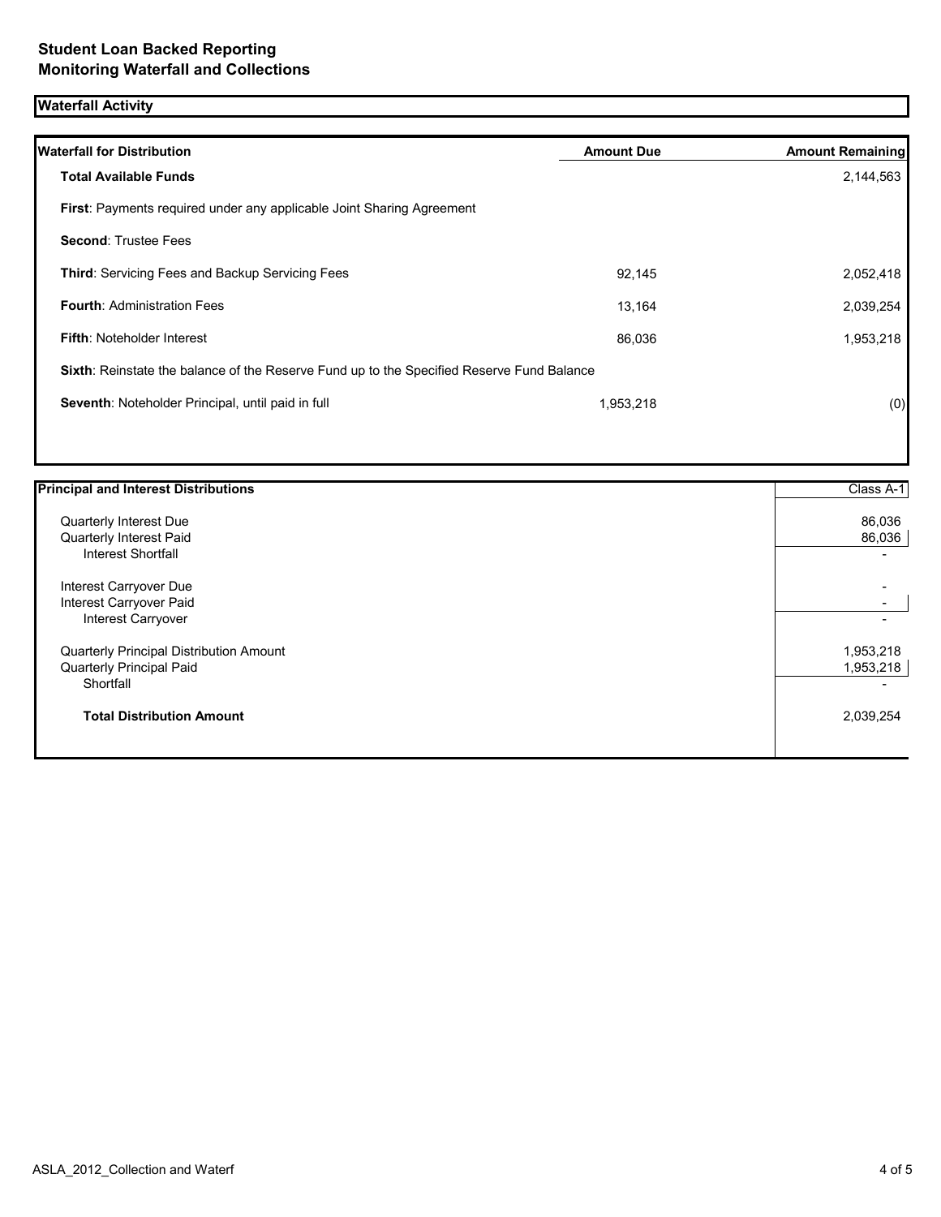# Student Loan Backed Reporting
## Monitoring Waterfall and Collections

### Waterfall Activity

| Waterfall for Distribution | Amount Due | Amount Remaining |
|---|---|---|
| **Total Available Funds** | | 2,144,563 |
| **First**: Payments required under any applicable Joint Sharing Agreement | | |
| **Second**: Trustee Fees | | |
| **Third**: Servicing Fees and Backup Servicing Fees | 92,145 | 2,052,418 |
| **Fourth**: Administration Fees | 13,164 | 2,039,254 |
| **Fifth**: Noteholder Interest | 86,036 | 1,953,218 |
| **Sixth**: Reinstate the balance of the Reserve Fund up to the Specified Reserve Fund Balance | | |
| **Seventh**: Noteholder Principal, until paid in full | 1,953,218 | (0) |

| Principal and Interest Distributions | Class A-1 |
|---|---|
| Quarterly Interest Due | 86,036 |
| Quarterly Interest Paid | 86,036 |
| Interest Shortfall | - |
| Interest Carryover Due | - |
| Interest Carryover Paid | - |
| Interest Carryover | - |
| Quarterly Principal Distribution Amount | 1,953,218 |
| Quarterly Principal Paid | 1,953,218 |
| Shortfall | - |
| **Total Distribution Amount** | 2,039,254 |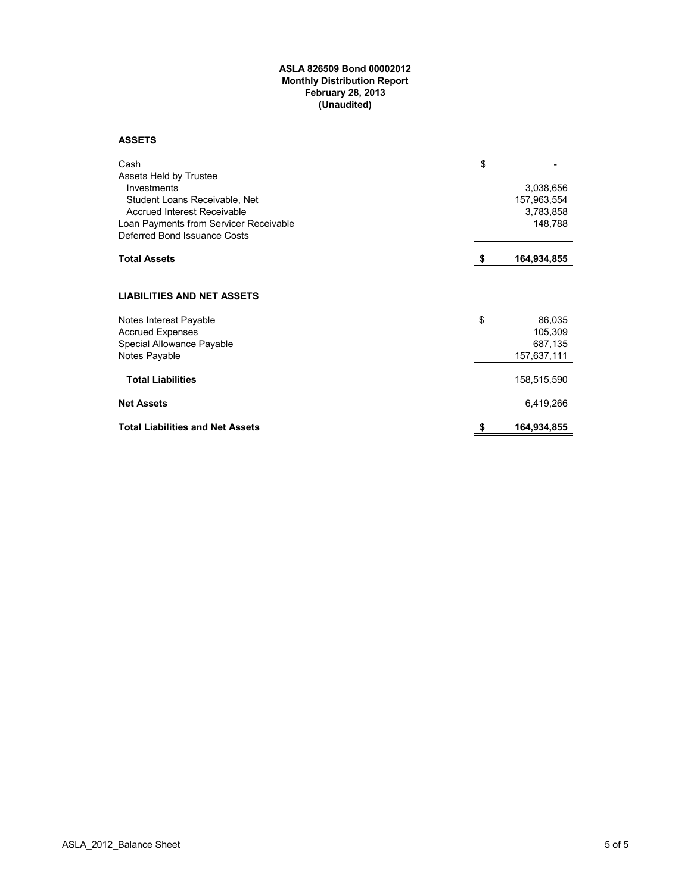**ASLA 826509 Bond 00002012**
**Monthly Distribution Report**
**February 28, 2013**
**(Unaudited)**

**ASSETS**

| | | |
|---|---|---|
| Cash | $ | - |
| Assets Held by Trustee | | |
| Investments | | 3,038,656 |
| Student Loans Receivable, Net | | 157,963,554 |
| Accrued Interest Receivable | | 3,783,858 |
| Loan Payments from Servicer Receivable | | 148,788 |
| Deferred Bond Issuance Costs | | |
| **Total Assets** | **$** | **164,934,855** |

**LIABILITIES AND NET ASSETS**

| | | |
|---|---|---|
| Notes Interest Payable | $ | 86,035 |
| Accrued Expenses | | 105,309 |
| Special Allowance Payable | | 687,135 |
| Notes Payable | | 157,637,111 |
| **Total Liabilities** | | 158,515,590 |
| **Net Assets** | | 6,419,266 |
| **Total Liabilities and Net Assets** | **$** | **164,934,855** |